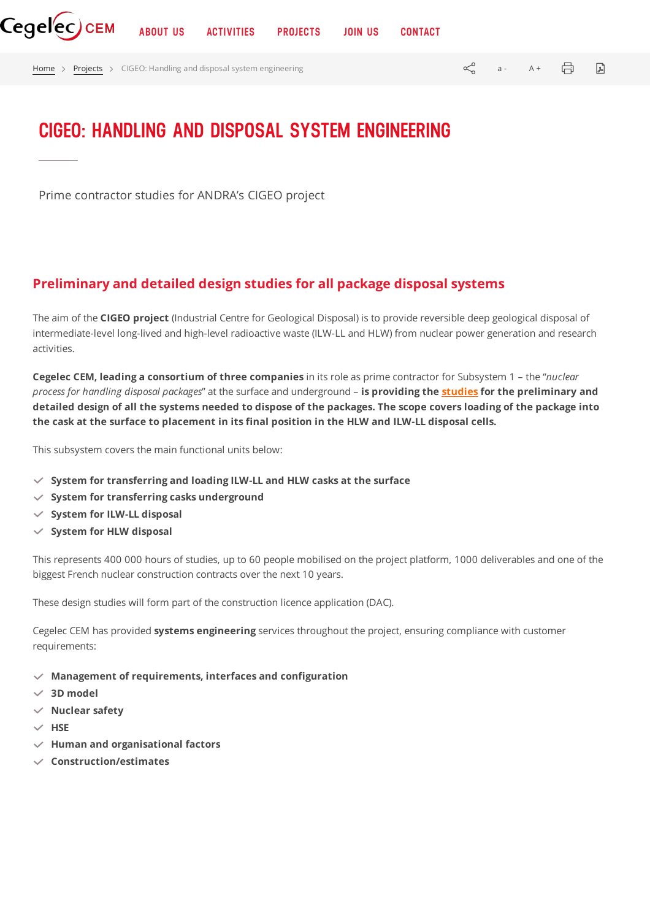# CIGEO: HANDLING AND DISPOSAL SYSTEM ENGINEERING

Prime contractor studies for ANDRA's CIGEO project

## Preliminary and detailed design studies for all package disposal systems

The aim of the **CIGEO project** (Industrial Centre for Geological Disposal) is to provide reversible deep geological disposal of intermediate-level long-lived and high-level radioactive waste (ILW-LL and HLW) from nuclear power generation and research activities.

**Cegelec CEM, leading a consortium of three companies** in its role as prime contractor for Subsystem 1 – the "*nuclear process for handling disposal packages*" at the surface and underground – **is providing the studies for the preliminary and detailed design of all the systems needed to dispose of the packages. The scope covers loading of the package into the cask at the surface to placement in its final position in the HLW and ILW-LL disposal cells.**

This subsystem covers the main functional units below:

- **System for transferring and loading ILW-LL and HLW casks at the surface**
- **System for transferring casks underground**
- **System for ILW-LL disposal**
- **System for HLW disposal**

This represents 400 000 hours of studies, up to 60 people mobilised on the project platform, 1000 deliverables and one of the biggest French nuclear construction contracts over the next 10 years.

These design studies will form part of the construction licence application (DAC).

Cegelec CEM has provided **systems engineering** services throughout the project, ensuring compliance with customer requirements:

- **Management of requirements, interfaces and configuration**
- **3D model**
- **Nuclear safety**
- **HSE**
- **Human and organisational factors**
- **Construction/estimates**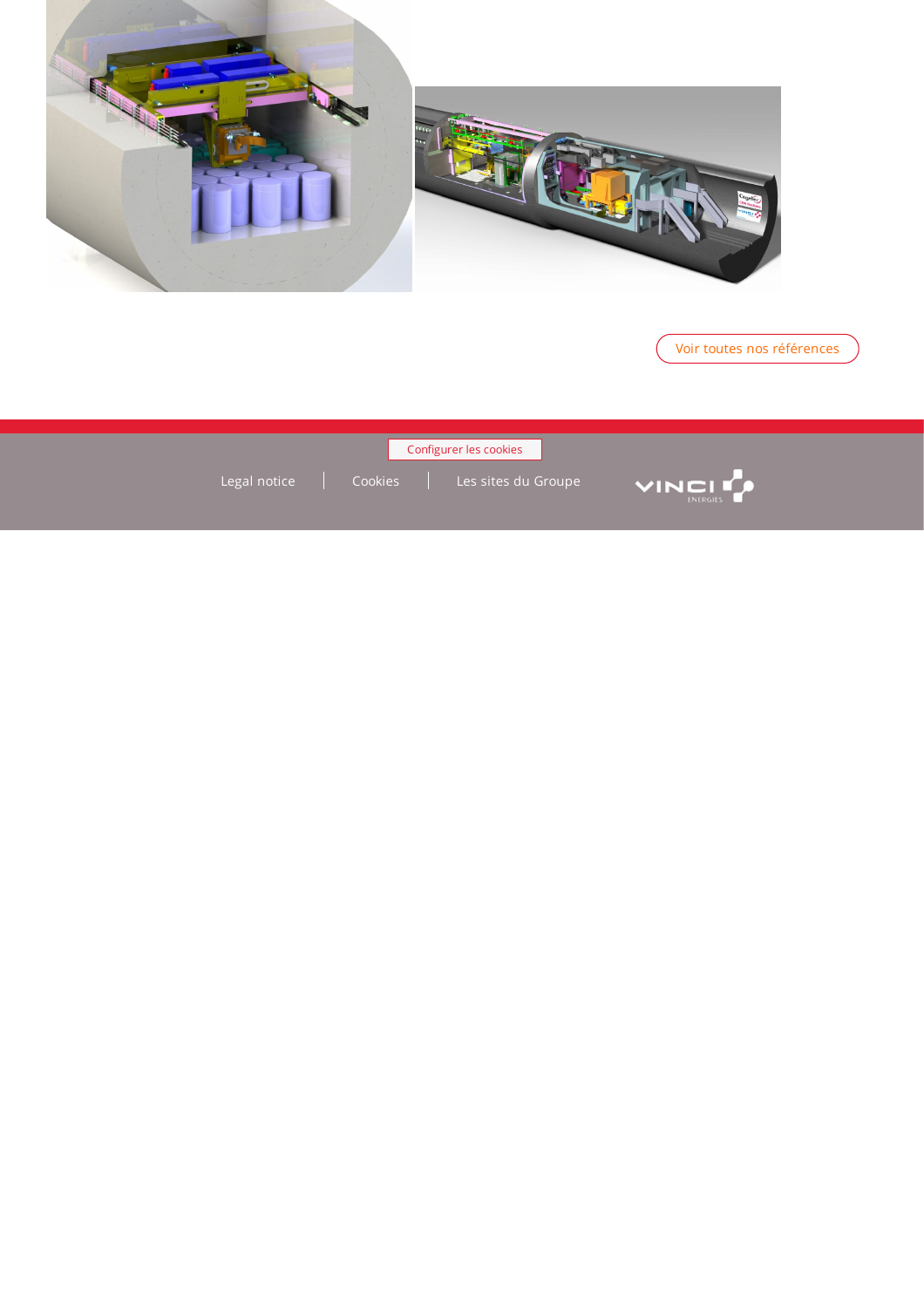Voir toutes nos références

Configurer les cookies

Legal notice | Cookies | Les sites du Groupe